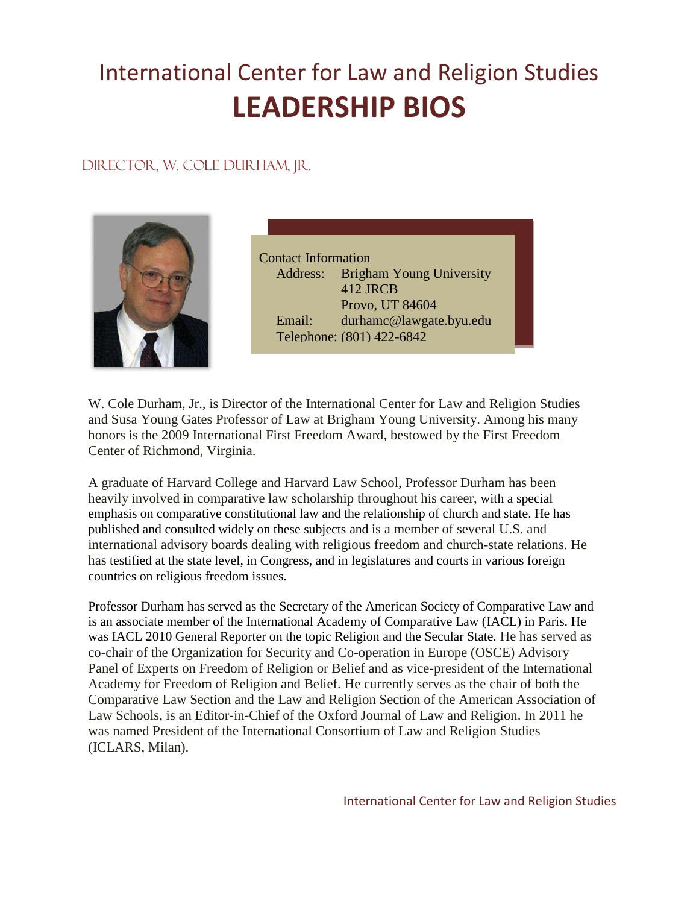# International Center for Law and Religion Studies
# LEADERSHIP BIOS

## Director, W. Cole Durham, Jr.

Contact Information
Address: Brigham Young University
412 JRCB
Provo, UT 84604
Email: durhamc@lawgate.byu.edu
Telephone: (801) 422-6842

W. Cole Durham, Jr., is Director of the International Center for Law and Religion Studies and Susa Young Gates Professor of Law at Brigham Young University. Among his many honors is the 2009 International First Freedom Award, bestowed by the First Freedom Center of Richmond, Virginia.

A graduate of Harvard College and Harvard Law School, Professor Durham has been heavily involved in comparative law scholarship throughout his career, with a special emphasis on comparative constitutional law and the relationship of church and state. He has published and consulted widely on these subjects and is a member of several U.S. and international advisory boards dealing with religious freedom and church-state relations. He has testified at the state level, in Congress, and in legislatures and courts in various foreign countries on religious freedom issues.

Professor Durham has served as the Secretary of the American Society of Comparative Law and is an associate member of the International Academy of Comparative Law (IACL) in Paris. He was IACL 2010 General Reporter on the topic Religion and the Secular State. He has served as co-chair of the Organization for Security and Co-operation in Europe (OSCE) Advisory Panel of Experts on Freedom of Religion or Belief and as vice-president of the International Academy for Freedom of Religion and Belief. He currently serves as the chair of both the Comparative Law Section and the Law and Religion Section of the American Association of Law Schools, is an Editor-in-Chief of the Oxford Journal of Law and Religion. In 2011 he was named President of the International Consortium of Law and Religion Studies (ICLARS, Milan).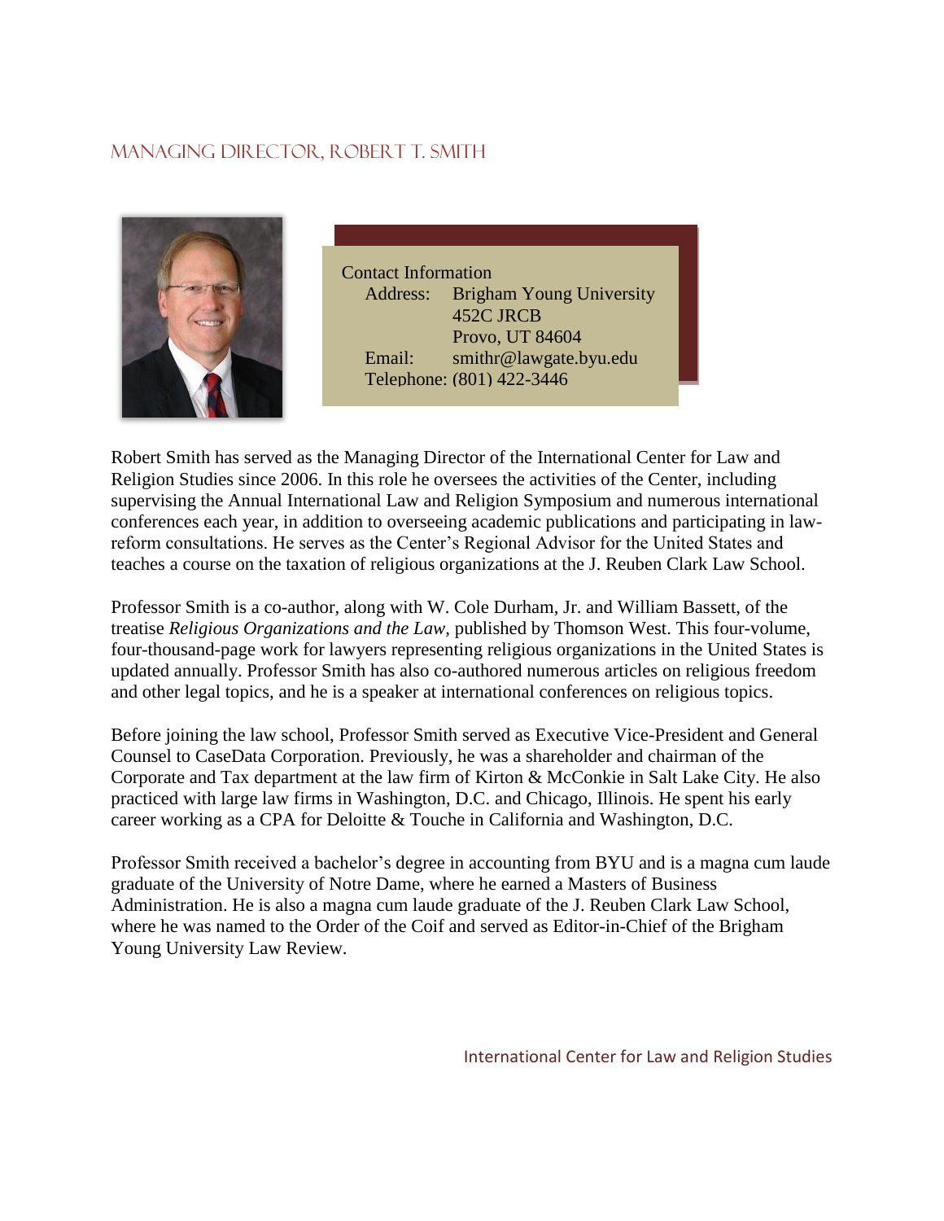## Managing Director, Robert T. Smith

Contact Information

Address: Brigham Young University
452C JRCB
Provo, UT 84604

Email: smithr@lawgate.byu.edu

Telephone: (801) 422-3446

Robert Smith has served as the Managing Director of the International Center for Law and Religion Studies since 2006. In this role he oversees the activities of the Center, including supervising the Annual International Law and Religion Symposium and numerous international conferences each year, in addition to overseeing academic publications and participating in law-reform consultations. He serves as the Center's Regional Advisor for the United States and teaches a course on the taxation of religious organizations at the J. Reuben Clark Law School.

Professor Smith is a co-author, along with W. Cole Durham, Jr. and William Bassett, of the treatise *Religious Organizations and the Law*, published by Thomson West. This four-volume, four-thousand-page work for lawyers representing religious organizations in the United States is updated annually. Professor Smith has also co-authored numerous articles on religious freedom and other legal topics, and he is a speaker at international conferences on religious topics.

Before joining the law school, Professor Smith served as Executive Vice-President and General Counsel to CaseData Corporation. Previously, he was a shareholder and chairman of the Corporate and Tax department at the law firm of Kirton & McConkie in Salt Lake City. He also practiced with large law firms in Washington, D.C. and Chicago, Illinois. He spent his early career working as a CPA for Deloitte & Touche in California and Washington, D.C.

Professor Smith received a bachelor's degree in accounting from BYU and is a magna cum laude graduate of the University of Notre Dame, where he earned a Masters of Business Administration. He is also a magna cum laude graduate of the J. Reuben Clark Law School, where he was named to the Order of the Coif and served as Editor-in-Chief of the Brigham Young University Law Review.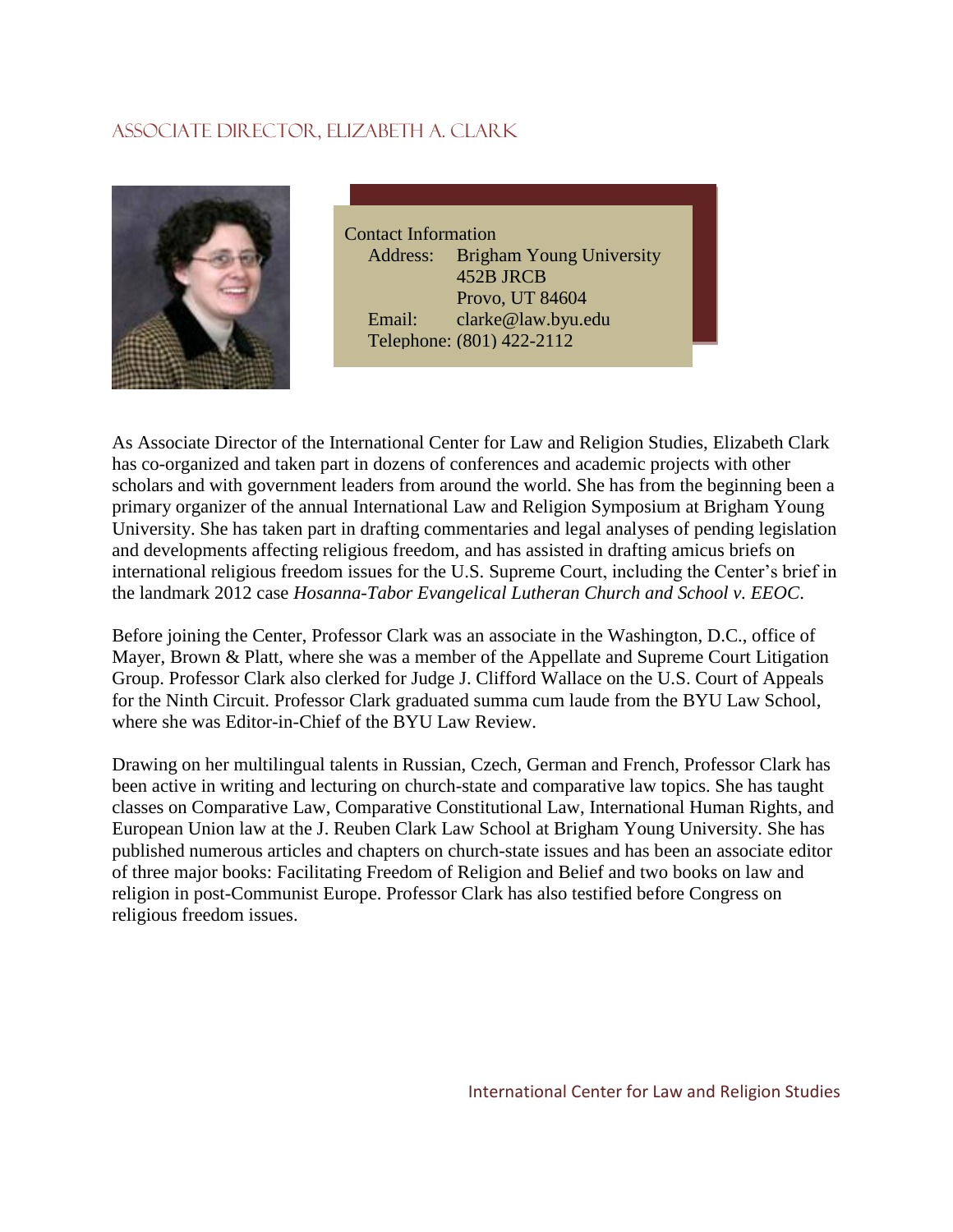## Associate Director, Elizabeth A. Clark

Contact Information

| | |
|---|---|
| Address: | Brigham Young University<br>452B JRCB<br>Provo, UT 84604 |
| Email: | clarke@law.byu.edu |
| Telephone: | (801) 422-2112 |

As Associate Director of the International Center for Law and Religion Studies, Elizabeth Clark has co-organized and taken part in dozens of conferences and academic projects with other scholars and with government leaders from around the world. She has from the beginning been a primary organizer of the annual International Law and Religion Symposium at Brigham Young University. She has taken part in drafting commentaries and legal analyses of pending legislation and developments affecting religious freedom, and has assisted in drafting amicus briefs on international religious freedom issues for the U.S. Supreme Court, including the Center's brief in the landmark 2012 case *Hosanna-Tabor Evangelical Lutheran Church and School v. EEOC*.

Before joining the Center, Professor Clark was an associate in the Washington, D.C., office of Mayer, Brown & Platt, where she was a member of the Appellate and Supreme Court Litigation Group. Professor Clark also clerked for Judge J. Clifford Wallace on the U.S. Court of Appeals for the Ninth Circuit. Professor Clark graduated summa cum laude from the BYU Law School, where she was Editor-in-Chief of the BYU Law Review.

Drawing on her multilingual talents in Russian, Czech, German and French, Professor Clark has been active in writing and lecturing on church-state and comparative law topics. She has taught classes on Comparative Law, Comparative Constitutional Law, International Human Rights, and European Union law at the J. Reuben Clark Law School at Brigham Young University. She has published numerous articles and chapters on church-state issues and has been an associate editor of three major books: Facilitating Freedom of Religion and Belief and two books on law and religion in post-Communist Europe. Professor Clark has also testified before Congress on religious freedom issues.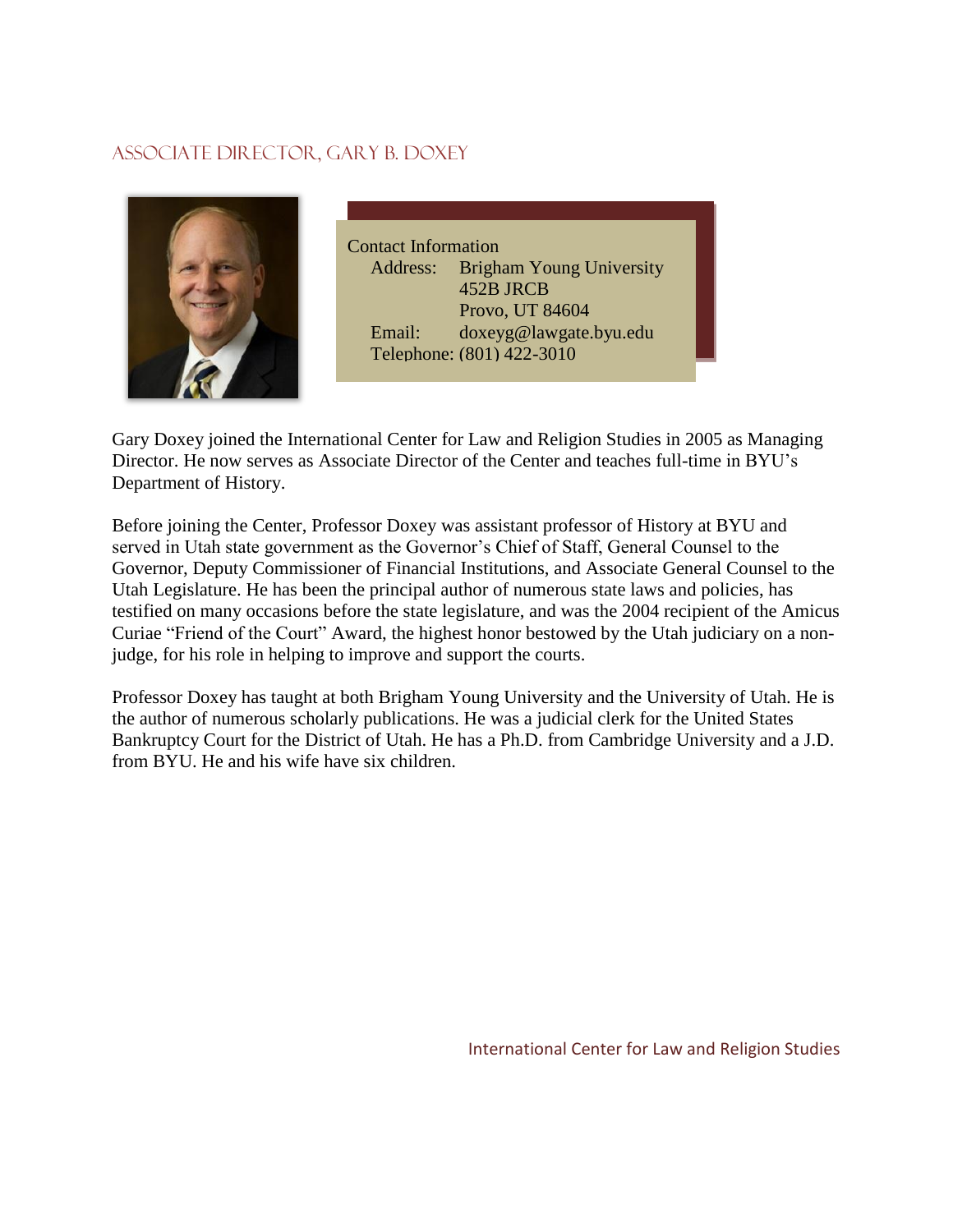## Associate Director, Gary B. Doxey

Contact Information

Address: Brigham Young University
452B JRCB
Provo, UT 84604

Email: doxeyg@lawgate.byu.edu

Telephone: (801) 422-3010

Gary Doxey joined the International Center for Law and Religion Studies in 2005 as Managing Director. He now serves as Associate Director of the Center and teaches full-time in BYU's Department of History.

Before joining the Center, Professor Doxey was assistant professor of History at BYU and served in Utah state government as the Governor's Chief of Staff, General Counsel to the Governor, Deputy Commissioner of Financial Institutions, and Associate General Counsel to the Utah Legislature. He has been the principal author of numerous state laws and policies, has testified on many occasions before the state legislature, and was the 2004 recipient of the Amicus Curiae "Friend of the Court" Award, the highest honor bestowed by the Utah judiciary on a non-judge, for his role in helping to improve and support the courts.

Professor Doxey has taught at both Brigham Young University and the University of Utah. He is the author of numerous scholarly publications. He was a judicial clerk for the United States Bankruptcy Court for the District of Utah. He has a Ph.D. from Cambridge University and a J.D. from BYU. He and his wife have six children.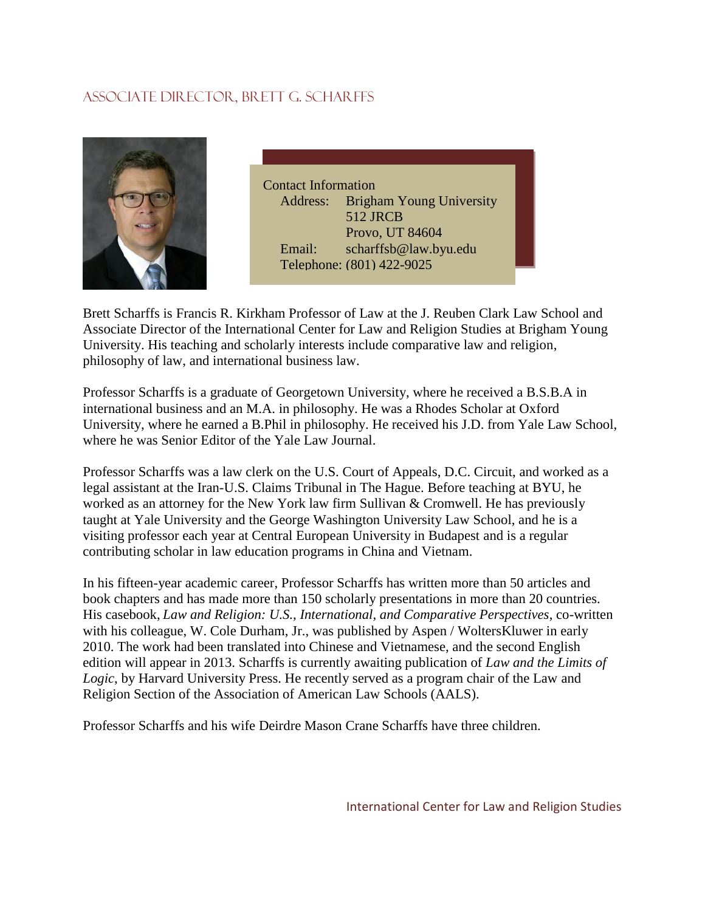## Associate Director, Brett G. Scharffs

Contact Information

Address: Brigham Young University
512 JRCB
Provo, UT 84604

Email: scharffsb@law.byu.edu

Telephone: (801) 422-9025

Brett Scharffs is Francis R. Kirkham Professor of Law at the J. Reuben Clark Law School and Associate Director of the International Center for Law and Religion Studies at Brigham Young University. His teaching and scholarly interests include comparative law and religion, philosophy of law, and international business law.

Professor Scharffs is a graduate of Georgetown University, where he received a B.S.B.A in international business and an M.A. in philosophy. He was a Rhodes Scholar at Oxford University, where he earned a B.Phil in philosophy. He received his J.D. from Yale Law School, where he was Senior Editor of the Yale Law Journal.

Professor Scharffs was a law clerk on the U.S. Court of Appeals, D.C. Circuit, and worked as a legal assistant at the Iran-U.S. Claims Tribunal in The Hague. Before teaching at BYU, he worked as an attorney for the New York law firm Sullivan & Cromwell. He has previously taught at Yale University and the George Washington University Law School, and he is a visiting professor each year at Central European University in Budapest and is a regular contributing scholar in law education programs in China and Vietnam.

In his fifteen-year academic career, Professor Scharffs has written more than 50 articles and book chapters and has made more than 150 scholarly presentations in more than 20 countries. His casebook, *Law and Religion: U.S., International, and Comparative Perspectives*, co-written with his colleague, W. Cole Durham, Jr., was published by Aspen / WoltersKluwer in early 2010. The work had been translated into Chinese and Vietnamese, and the second English edition will appear in 2013. Scharffs is currently awaiting publication of *Law and the Limits of Logic*, by Harvard University Press. He recently served as a program chair of the Law and Religion Section of the Association of American Law Schools (AALS).

Professor Scharffs and his wife Deirdre Mason Crane Scharffs have three children.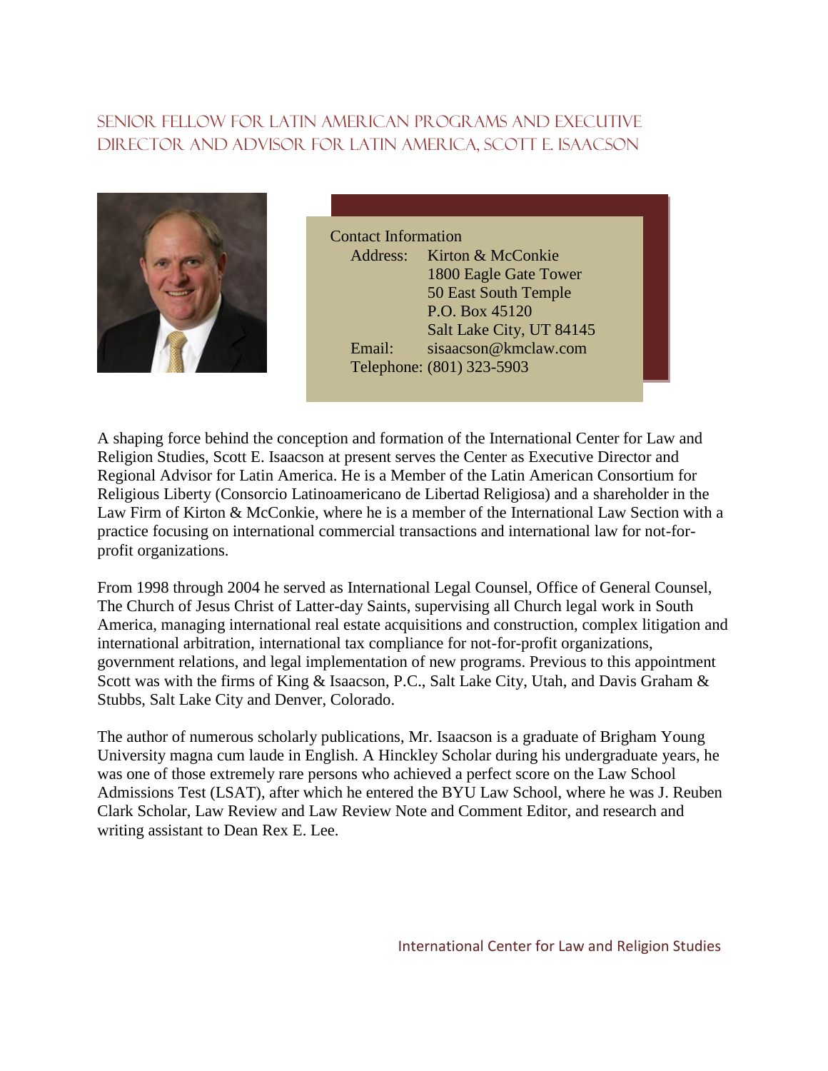## Senior Fellow for Latin American Programs and Executive Director and Advisor for Latin America, Scott E. Isaacson

Contact Information

Address: Kirton & McConkie
1800 Eagle Gate Tower
50 East South Temple
P.O. Box 45120
Salt Lake City, UT 84145

Email: sisaacson@kmclaw.com

Telephone: (801) 323-5903

A shaping force behind the conception and formation of the International Center for Law and Religion Studies, Scott E. Isaacson at present serves the Center as Executive Director and Regional Advisor for Latin America. He is a Member of the Latin American Consortium for Religious Liberty (Consorcio Latinoamericano de Libertad Religiosa) and a shareholder in the Law Firm of Kirton & McConkie, where he is a member of the International Law Section with a practice focusing on international commercial transactions and international law for not-for-profit organizations.

From 1998 through 2004 he served as International Legal Counsel, Office of General Counsel, The Church of Jesus Christ of Latter-day Saints, supervising all Church legal work in South America, managing international real estate acquisitions and construction, complex litigation and international arbitration, international tax compliance for not-for-profit organizations, government relations, and legal implementation of new programs. Previous to this appointment Scott was with the firms of King & Isaacson, P.C., Salt Lake City, Utah, and Davis Graham & Stubbs, Salt Lake City and Denver, Colorado.

The author of numerous scholarly publications, Mr. Isaacson is a graduate of Brigham Young University magna cum laude in English. A Hinckley Scholar during his undergraduate years, he was one of those extremely rare persons who achieved a perfect score on the Law School Admissions Test (LSAT), after which he entered the BYU Law School, where he was J. Reuben Clark Scholar, Law Review and Law Review Note and Comment Editor, and research and writing assistant to Dean Rex E. Lee.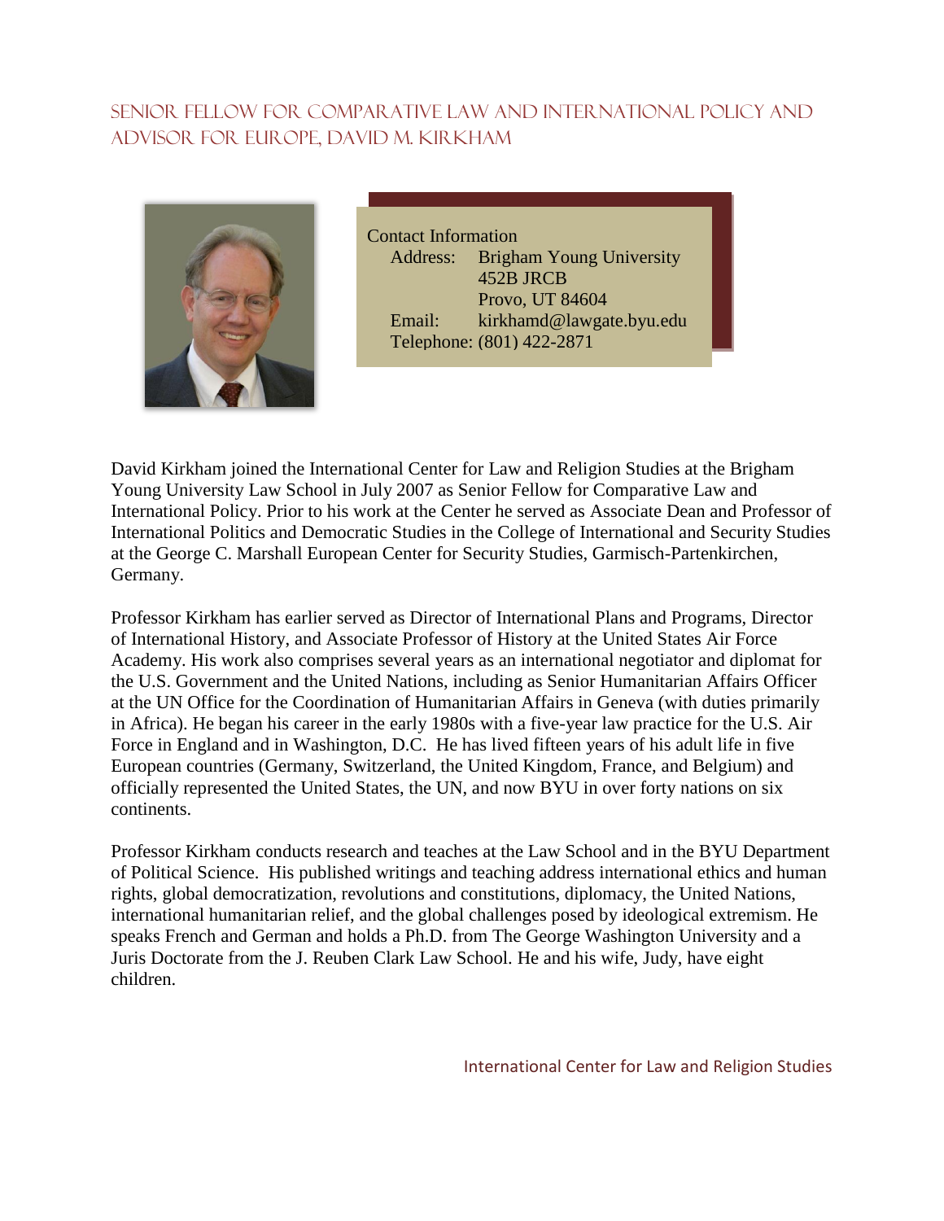## Senior Fellow for Comparative Law and International Policy and Advisor for Europe, David M. Kirkham

Contact Information

Address: Brigham Young University
452B JRCB
Provo, UT 84604

Email: kirkhamd@lawgate.byu.edu

Telephone: (801) 422-2871

David Kirkham joined the International Center for Law and Religion Studies at the Brigham Young University Law School in July 2007 as Senior Fellow for Comparative Law and International Policy. Prior to his work at the Center he served as Associate Dean and Professor of International Politics and Democratic Studies in the College of International and Security Studies at the George C. Marshall European Center for Security Studies, Garmisch-Partenkirchen, Germany.

Professor Kirkham has earlier served as Director of International Plans and Programs, Director of International History, and Associate Professor of History at the United States Air Force Academy. His work also comprises several years as an international negotiator and diplomat for the U.S. Government and the United Nations, including as Senior Humanitarian Affairs Officer at the UN Office for the Coordination of Humanitarian Affairs in Geneva (with duties primarily in Africa). He began his career in the early 1980s with a five-year law practice for the U.S. Air Force in England and in Washington, D.C. He has lived fifteen years of his adult life in five European countries (Germany, Switzerland, the United Kingdom, France, and Belgium) and officially represented the United States, the UN, and now BYU in over forty nations on six continents.

Professor Kirkham conducts research and teaches at the Law School and in the BYU Department of Political Science. His published writings and teaching address international ethics and human rights, global democratization, revolutions and constitutions, diplomacy, the United Nations, international humanitarian relief, and the global challenges posed by ideological extremism. He speaks French and German and holds a Ph.D. from The George Washington University and a Juris Doctorate from the J. Reuben Clark Law School. He and his wife, Judy, have eight children.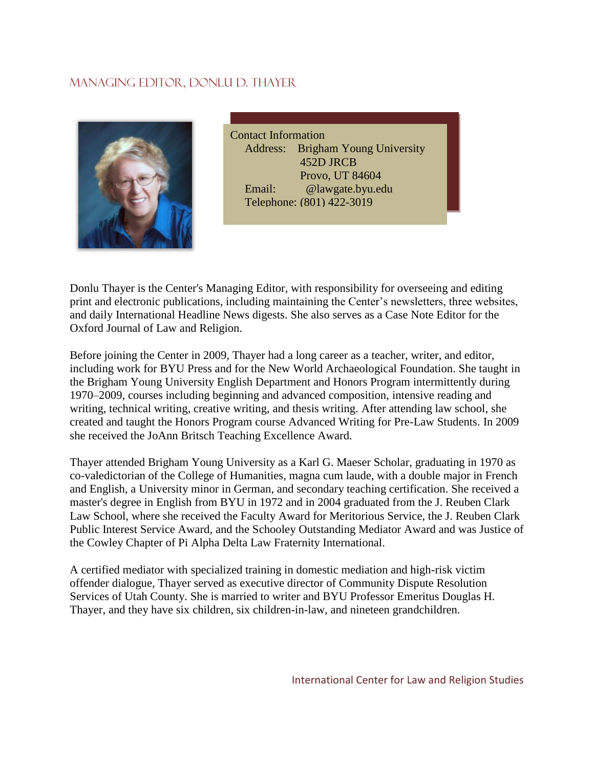## Managing Editor, Donlu D. Thayer

Contact Information
Address: Brigham Young University
452D JRCB
Provo, UT 84604
Email: @lawgate.byu.edu
Telephone: (801) 422-3019

Donlu Thayer is the Center's Managing Editor, with responsibility for overseeing and editing print and electronic publications, including maintaining the Center's newsletters, three websites, and daily International Headline News digests. She also serves as a Case Note Editor for the Oxford Journal of Law and Religion.

Before joining the Center in 2009, Thayer had a long career as a teacher, writer, and editor, including work for BYU Press and for the New World Archaeological Foundation. She taught in the Brigham Young University English Department and Honors Program intermittently during 1970–2009, courses including beginning and advanced composition, intensive reading and writing, technical writing, creative writing, and thesis writing. After attending law school, she created and taught the Honors Program course Advanced Writing for Pre-Law Students. In 2009 she received the JoAnn Britsch Teaching Excellence Award.

Thayer attended Brigham Young University as a Karl G. Maeser Scholar, graduating in 1970 as co-valedictorian of the College of Humanities, magna cum laude, with a double major in French and English, a University minor in German, and secondary teaching certification. She received a master's degree in English from BYU in 1972 and in 2004 graduated from the J. Reuben Clark Law School, where she received the Faculty Award for Meritorious Service, the J. Reuben Clark Public Interest Service Award, and the Schooley Outstanding Mediator Award and was Justice of the Cowley Chapter of Pi Alpha Delta Law Fraternity International.

A certified mediator with specialized training in domestic mediation and high-risk victim offender dialogue, Thayer served as executive director of Community Dispute Resolution Services of Utah County. She is married to writer and BYU Professor Emeritus Douglas H. Thayer, and they have six children, six children-in-law, and nineteen grandchildren.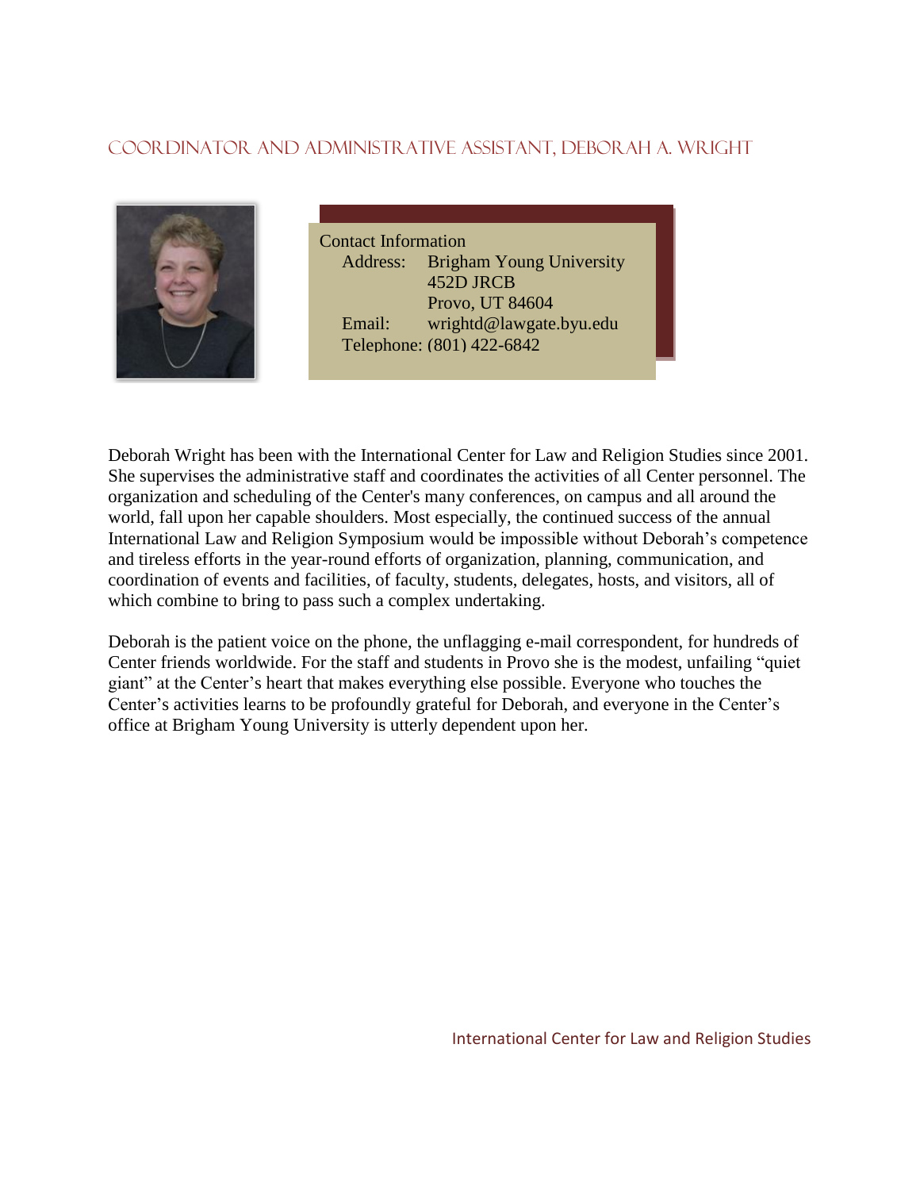## Coordinator and Administrative Assistant, Deborah A. Wright

Contact Information

Address: Brigham Young University
452D JRCB
Provo, UT 84604

Email: wrightd@lawgate.byu.edu

Telephone: (801) 422-6842

Deborah Wright has been with the International Center for Law and Religion Studies since 2001. She supervises the administrative staff and coordinates the activities of all Center personnel. The organization and scheduling of the Center's many conferences, on campus and all around the world, fall upon her capable shoulders. Most especially, the continued success of the annual International Law and Religion Symposium would be impossible without Deborah's competence and tireless efforts in the year-round efforts of organization, planning, communication, and coordination of events and facilities, of faculty, students, delegates, hosts, and visitors, all of which combine to bring to pass such a complex undertaking.

Deborah is the patient voice on the phone, the unflagging e-mail correspondent, for hundreds of Center friends worldwide. For the staff and students in Provo she is the modest, unfailing "quiet giant" at the Center's heart that makes everything else possible. Everyone who touches the Center's activities learns to be profoundly grateful for Deborah, and everyone in the Center's office at Brigham Young University is utterly dependent upon her.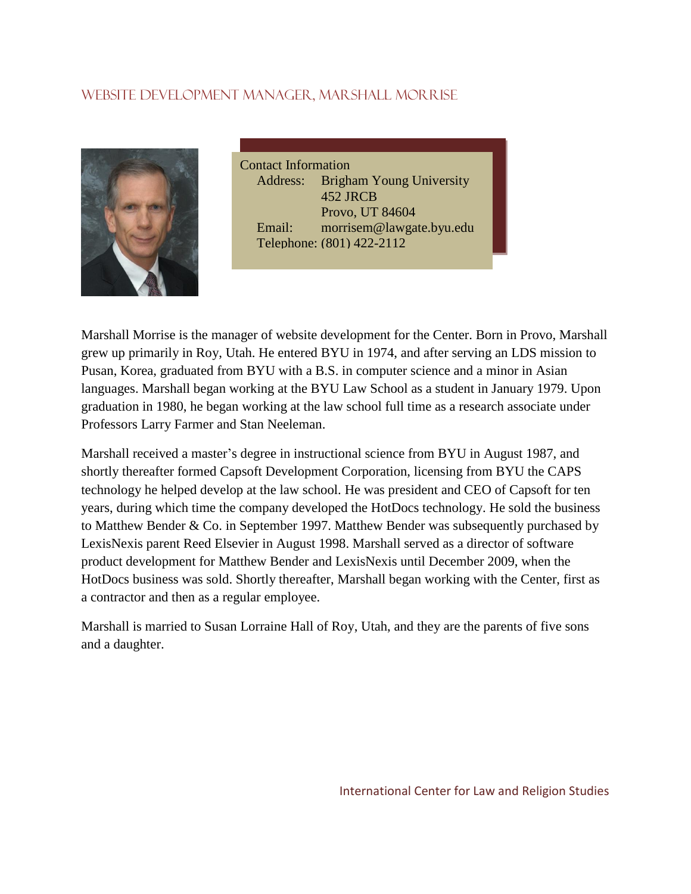## Website Development Manager, Marshall Morrise

Contact Information

| | |
|---|---|
| Address: | Brigham Young University<br>452 JRCB<br>Provo, UT 84604 |
| Email: | morrisem@lawgate.byu.edu |
| Telephone: | (801) 422-2112 |

Marshall Morrise is the manager of website development for the Center. Born in Provo, Marshall grew up primarily in Roy, Utah. He entered BYU in 1974, and after serving an LDS mission to Pusan, Korea, graduated from BYU with a B.S. in computer science and a minor in Asian languages. Marshall began working at the BYU Law School as a student in January 1979. Upon graduation in 1980, he began working at the law school full time as a research associate under Professors Larry Farmer and Stan Neeleman.

Marshall received a master's degree in instructional science from BYU in August 1987, and shortly thereafter formed Capsoft Development Corporation, licensing from BYU the CAPS technology he helped develop at the law school. He was president and CEO of Capsoft for ten years, during which time the company developed the HotDocs technology. He sold the business to Matthew Bender & Co. in September 1997. Matthew Bender was subsequently purchased by LexisNexis parent Reed Elsevier in August 1998. Marshall served as a director of software product development for Matthew Bender and LexisNexis until December 2009, when the HotDocs business was sold. Shortly thereafter, Marshall began working with the Center, first as a contractor and then as a regular employee.

Marshall is married to Susan Lorraine Hall of Roy, Utah, and they are the parents of five sons and a daughter.